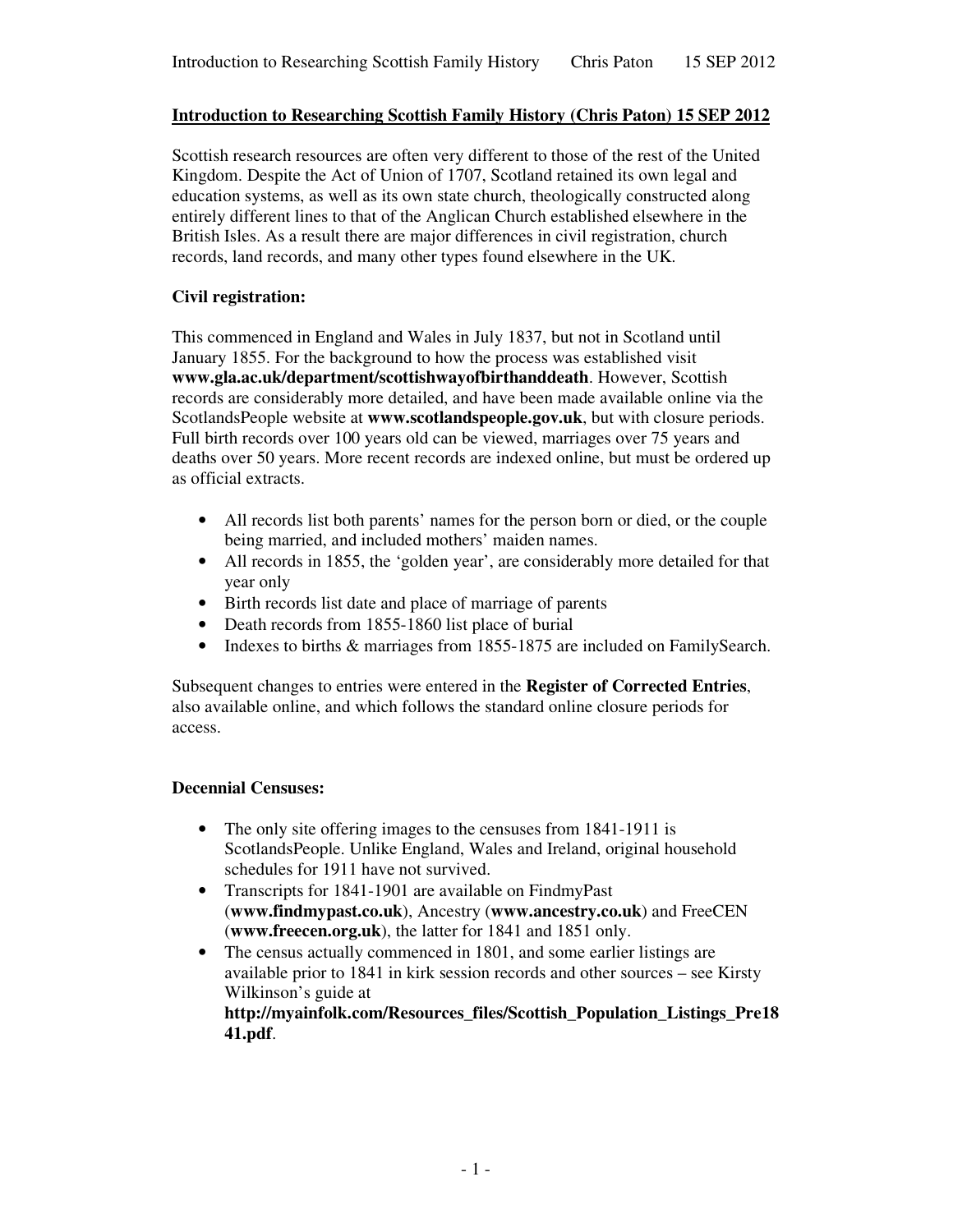# Introduction to Researching Scottish Family History (Chris Paton) 15 SEP 2012

Scottish research resources are often very different to those of the rest of the United Kingdom. Despite the Act of Union of 1707, Scotland retained its own legal and education systems, as well as its own state church, theologically constructed along entirely different lines to that of the Anglican Church established elsewhere in the British Isles. As a result there are major differences in civil registration, church records, land records, and many other types found elsewhere in the UK.

## Civil registration:

This commenced in England and Wales in July 1837, but not in Scotland until January 1855. For the background to how the process was established visit **www.gla.ac.uk/department/scottishwayofbirthanddeath**. However, Scottish records are considerably more detailed, and have been made available online via the ScotlandsPeople website at **www.scotlandspeople.gov.uk**, but with closure periods. Full birth records over 100 years old can be viewed, marriages over 75 years and deaths over 50 years. More recent records are indexed online, but must be ordered up as official extracts.

- All records list both parents' names for the person born or died, or the couple being married, and included mothers' maiden names.
- All records in 1855, the 'golden year', are considerably more detailed for that year only
- Birth records list date and place of marriage of parents
- Death records from 1855-1860 list place of burial
- Indexes to births & marriages from 1855-1875 are included on FamilySearch.

Subsequent changes to entries were entered in the **Register of Corrected Entries**, also available online, and which follows the standard online closure periods for access.

## Decennial Censuses:

- The only site offering images to the censuses from 1841-1911 is ScotlandsPeople. Unlike England, Wales and Ireland, original household schedules for 1911 have not survived.
- Transcripts for 1841-1901 are available on FindmyPast (**www.findmypast.co.uk**), Ancestry (**www.ancestry.co.uk**) and FreeCEN (**www.freecen.org.uk**), the latter for 1841 and 1851 only.
- The census actually commenced in 1801, and some earlier listings are available prior to 1841 in kirk session records and other sources – see Kirsty Wilkinson's guide at **http://myainfolk.com/Resources_files/Scottish_Population_Listings_Pre1841.pdf**.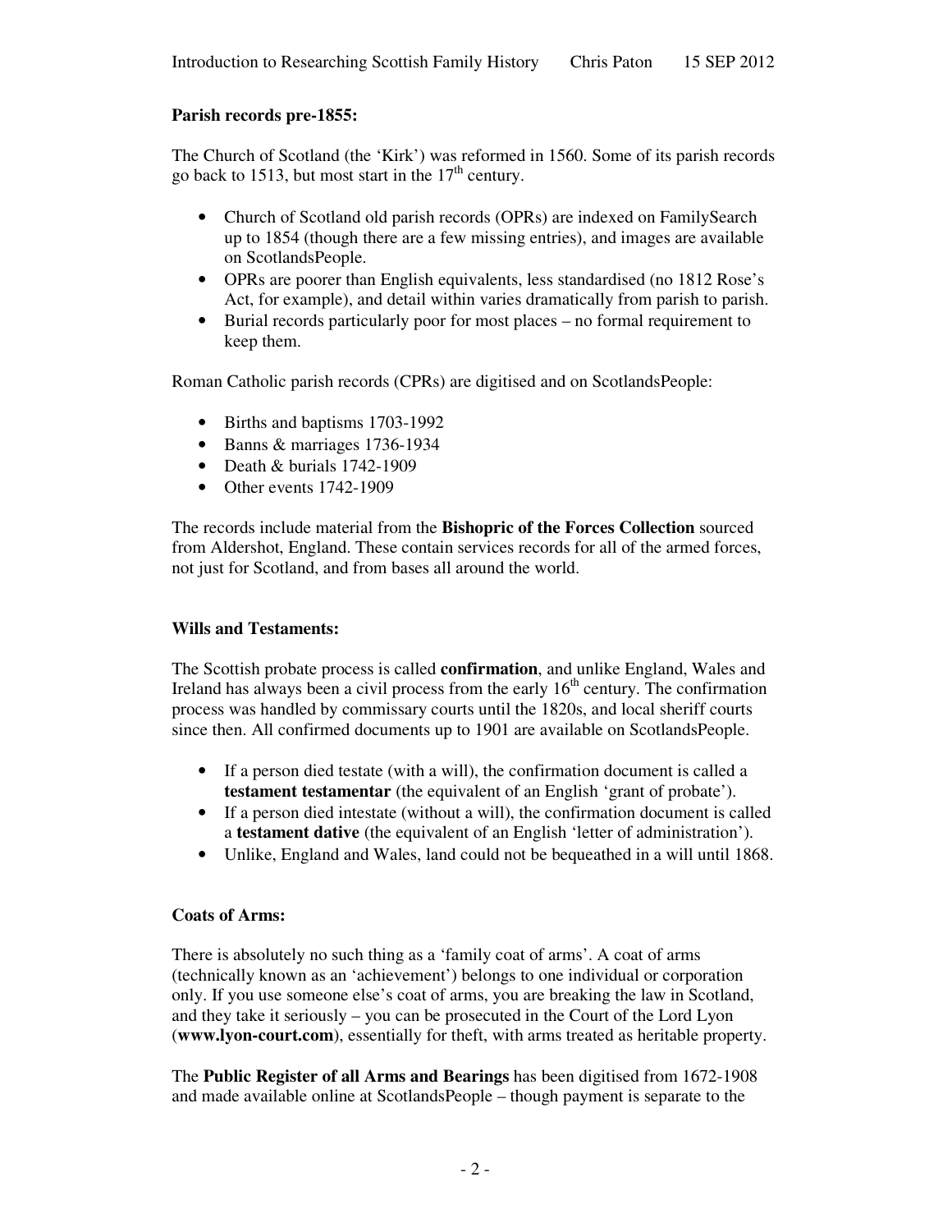**Parish records pre-1855:**

The Church of Scotland (the 'Kirk') was reformed in 1560. Some of its parish records go back to 1513, but most start in the 17th century.

- Church of Scotland old parish records (OPRs) are indexed on FamilySearch up to 1854 (though there are a few missing entries), and images are available on ScotlandsPeople.
- OPRs are poorer than English equivalents, less standardised (no 1812 Rose's Act, for example), and detail within varies dramatically from parish to parish.
- Burial records particularly poor for most places – no formal requirement to keep them.

Roman Catholic parish records (CPRs) are digitised and on ScotlandsPeople:

- Births and baptisms 1703-1992
- Banns & marriages 1736-1934
- Death & burials 1742-1909
- Other events 1742-1909

The records include material from the **Bishopric of the Forces Collection** sourced from Aldershot, England. These contain services records for all of the armed forces, not just for Scotland, and from bases all around the world.

**Wills and Testaments:**

The Scottish probate process is called **confirmation**, and unlike England, Wales and Ireland has always been a civil process from the early 16th century. The confirmation process was handled by commissary courts until the 1820s, and local sheriff courts since then. All confirmed documents up to 1901 are available on ScotlandsPeople.

- If a person died testate (with a will), the confirmation document is called a **testament testamentar** (the equivalent of an English 'grant of probate').
- If a person died intestate (without a will), the confirmation document is called a **testament dative** (the equivalent of an English 'letter of administration').
- Unlike, England and Wales, land could not be bequeathed in a will until 1868.

**Coats of Arms:**

There is absolutely no such thing as a 'family coat of arms'. A coat of arms (technically known as an 'achievement') belongs to one individual or corporation only. If you use someone else's coat of arms, you are breaking the law in Scotland, and they take it seriously – you can be prosecuted in the Court of the Lord Lyon (**www.lyon-court.com**), essentially for theft, with arms treated as heritable property.

The **Public Register of all Arms and Bearings** has been digitised from 1672-1908 and made available online at ScotlandsPeople – though payment is separate to the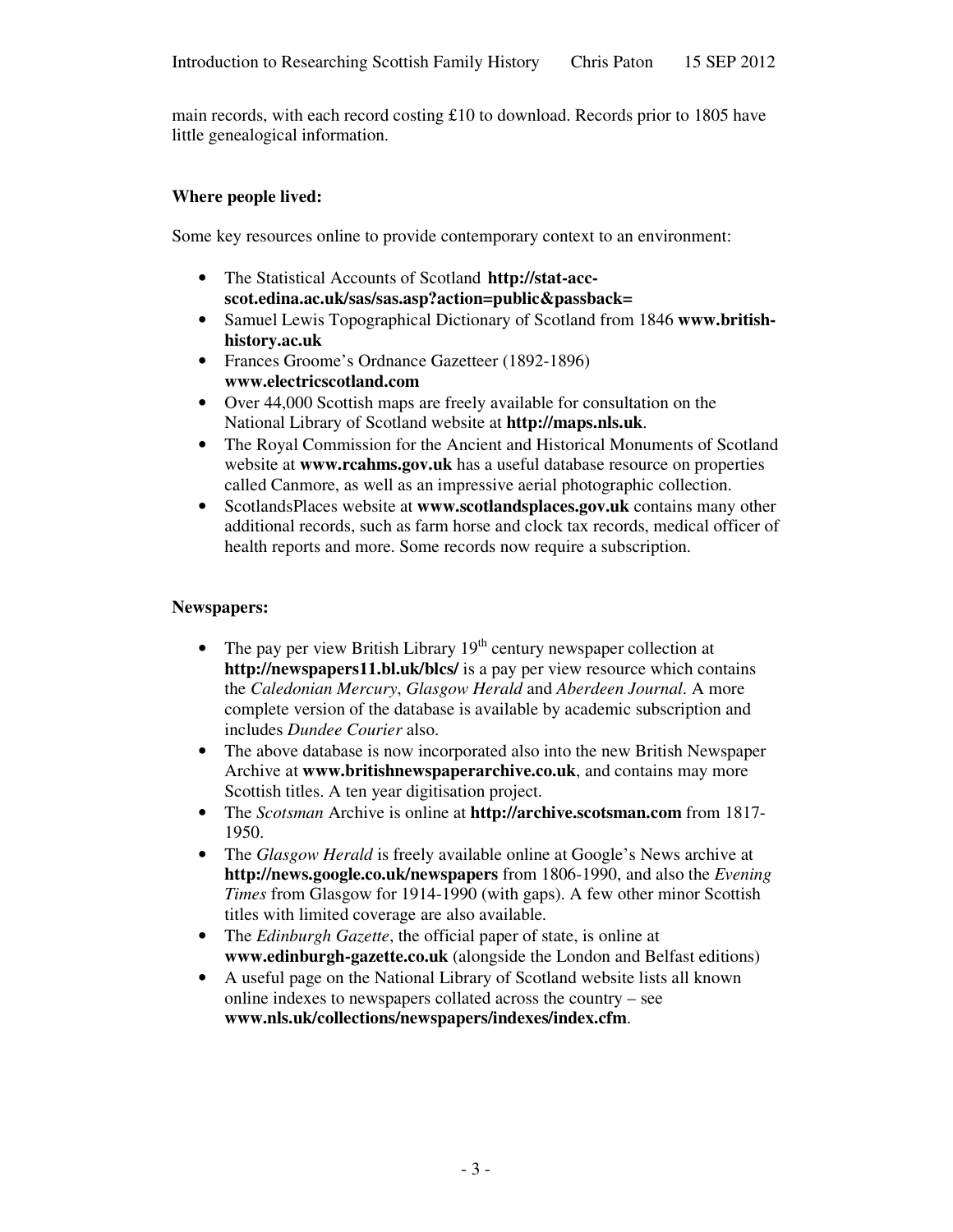main records, with each record costing £10 to download. Records prior to 1805 have little genealogical information.

**Where people lived:**

Some key resources online to provide contemporary context to an environment:

- The Statistical Accounts of Scotland **http://stat-acc-scot.edina.ac.uk/sas/sas.asp?action=public&passback=**
- Samuel Lewis Topographical Dictionary of Scotland from 1846 **www.british-history.ac.uk**
- Frances Groome's Ordnance Gazetteer (1892-1896) **www.electricscotland.com**
- Over 44,000 Scottish maps are freely available for consultation on the National Library of Scotland website at **http://maps.nls.uk**.
- The Royal Commission for the Ancient and Historical Monuments of Scotland website at **www.rcahms.gov.uk** has a useful database resource on properties called Canmore, as well as an impressive aerial photographic collection.
- ScotlandsPlaces website at **www.scotlandsplaces.gov.uk** contains many other additional records, such as farm horse and clock tax records, medical officer of health reports and more. Some records now require a subscription.

**Newspapers:**

- The pay per view British Library 19th century newspaper collection at **http://newspapers11.bl.uk/blcs/** is a pay per view resource which contains the *Caledonian Mercury*, *Glasgow Herald* and *Aberdeen Journal*. A more complete version of the database is available by academic subscription and includes *Dundee Courier* also.
- The above database is now incorporated also into the new British Newspaper Archive at **www.britishnewspaperarchive.co.uk**, and contains may more Scottish titles. A ten year digitisation project.
- The *Scotsman* Archive is online at **http://archive.scotsman.com** from 1817-1950.
- The *Glasgow Herald* is freely available online at Google's News archive at **http://news.google.co.uk/newspapers** from 1806-1990, and also the *Evening Times* from Glasgow for 1914-1990 (with gaps). A few other minor Scottish titles with limited coverage are also available.
- The *Edinburgh Gazette*, the official paper of state, is online at **www.edinburgh-gazette.co.uk** (alongside the London and Belfast editions)
- A useful page on the National Library of Scotland website lists all known online indexes to newspapers collated across the country – see **www.nls.uk/collections/newspapers/indexes/index.cfm**.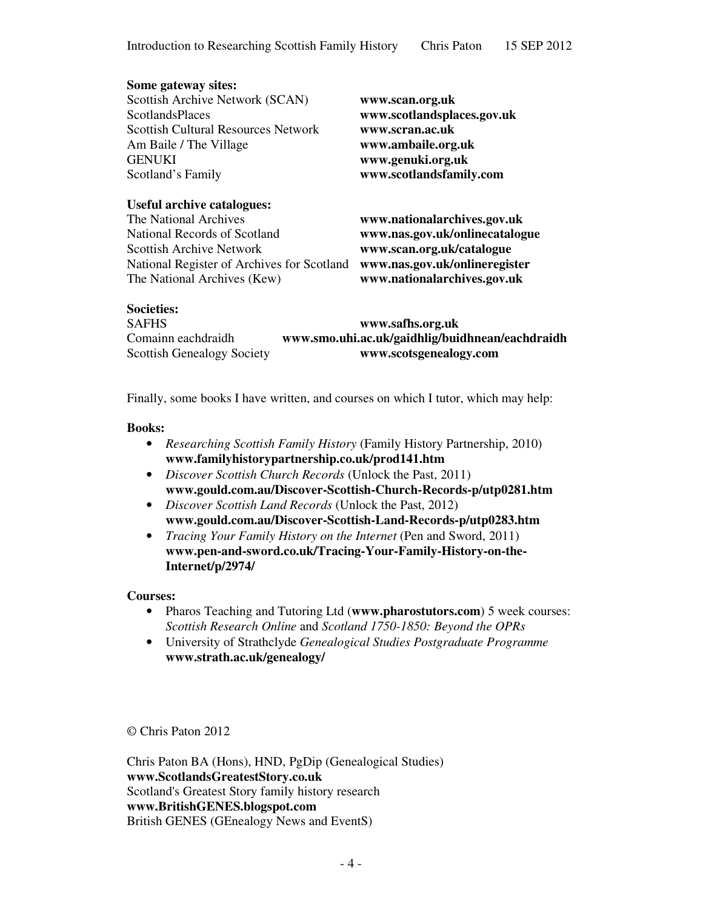**Some gateway sites:**

| | |
|---|---|
| Scottish Archive Network (SCAN) | **www.scan.org.uk** |
| ScotlandsPlaces | **www.scotlandsplaces.gov.uk** |
| Scottish Cultural Resources Network | **www.scran.ac.uk** |
| Am Baile / The Village | **www.ambaile.org.uk** |
| GENUKI | **www.genuki.org.uk** |
| Scotland's Family | **www.scotlandsfamily.com** |

**Useful archive catalogues:**

| | |
|---|---|
| The National Archives | **www.nationalarchives.gov.uk** |
| National Records of Scotland | **www.nas.gov.uk/onlinecatalogue** |
| Scottish Archive Network | **www.scan.org.uk/catalogue** |
| National Register of Archives for Scotland | **www.nas.gov.uk/onlineregister** |
| The National Archives (Kew) | **www.nationalarchives.gov.uk** |

**Societies:**

| | |
|---|---|
| SAFHS | **www.safhs.org.uk** |
| Comainn eachdraidh | **www.smo.uhi.ac.uk/gaidhlig/buidhnean/eachdraidh** |
| Scottish Genealogy Society | **www.scotsgenealogy.com** |

Finally, some books I have written, and courses on which I tutor, which may help:

**Books:**

- *Researching Scottish Family History* (Family History Partnership, 2010) **www.familyhistorypartnership.co.uk/prod141.htm**
- *Discover Scottish Church Records* (Unlock the Past, 2011) **www.gould.com.au/Discover-Scottish-Church-Records-p/utp0281.htm**
- *Discover Scottish Land Records* (Unlock the Past, 2012) **www.gould.com.au/Discover-Scottish-Land-Records-p/utp0283.htm**
- *Tracing Your Family History on the Internet* (Pen and Sword, 2011) **www.pen-and-sword.co.uk/Tracing-Your-Family-History-on-the-Internet/p/2974/**

**Courses:**

- Pharos Teaching and Tutoring Ltd (**www.pharostutors.com**) 5 week courses: *Scottish Research Online* and *Scotland 1750-1850: Beyond the OPRs*
- University of Strathclyde *Genealogical Studies Postgraduate Programme* **www.strath.ac.uk/genealogy/**

© Chris Paton 2012

Chris Paton BA (Hons), HND, PgDip (Genealogical Studies)
**www.ScotlandsGreatestStory.co.uk**
Scotland's Greatest Story family history research
**www.BritishGENES.blogspot.com**
British GENES (GEnealogy News and EventS)